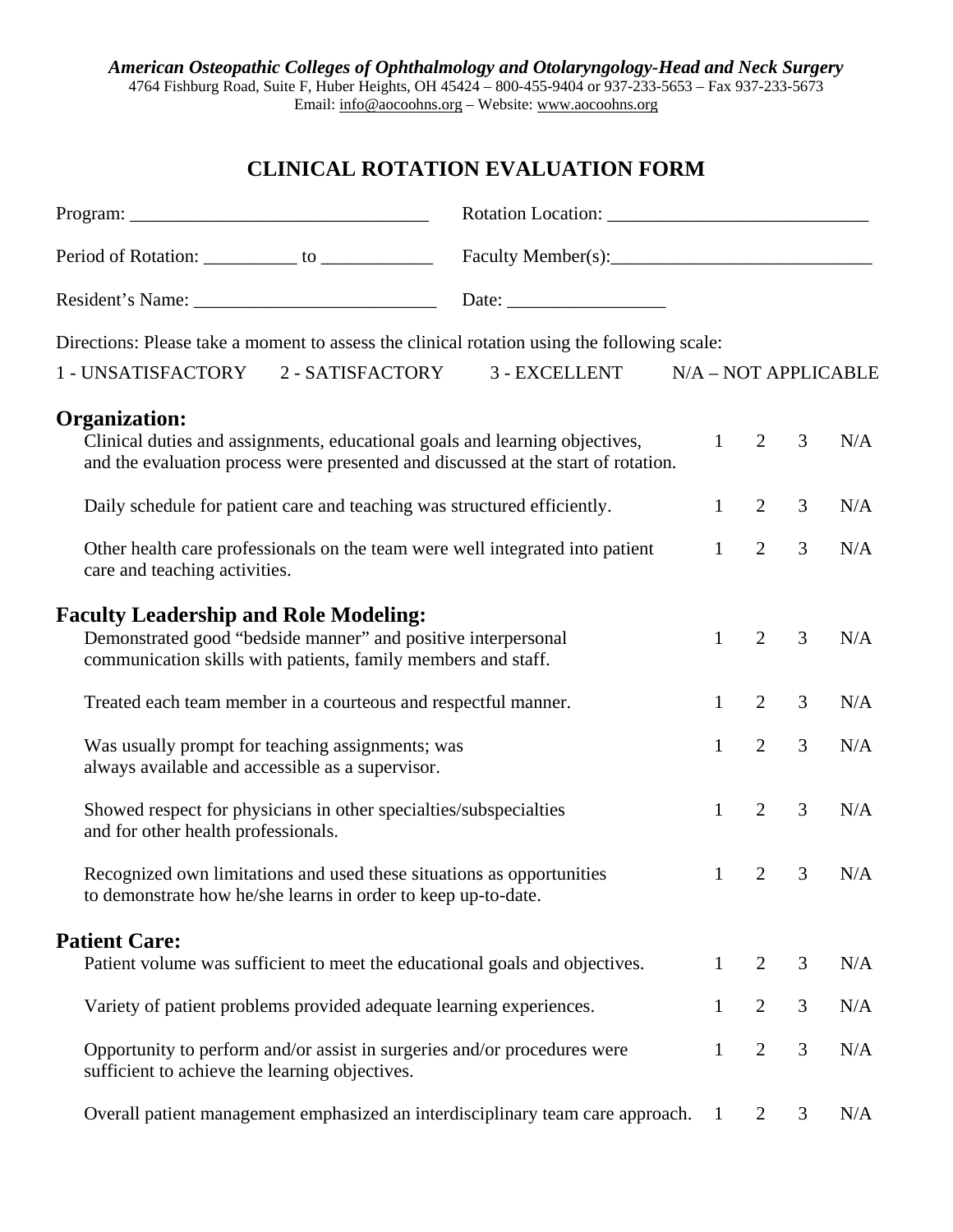*American Osteopathic Colleges of Ophthalmology and Otolaryngology-Head and Neck Surgery*
4764 Fishburg Road, Suite F, Huber Heights, OH 45424 – 800-455-9404 or 937-233-5653 – Fax 937-233-5673
Email: info@aocoohns.org – Website: www.aocoohns.org

# CLINICAL ROTATION EVALUATION FORM

Program: ________________________________ Rotation Location: ____________________________

Period of Rotation: __________ to ____________ Faculty Member(s):____________________________

Resident's Name: __________________________ Date: _________________

Directions: Please take a moment to assess the clinical rotation using the following scale:

1 - UNSATISFACTORY 2 - SATISFACTORY 3 - EXCELLENT N/A – NOT APPLICABLE

## Organization:

| Item | | | | |
|---|---|---|---|---|
| Clinical duties and assignments, educational goals and learning objectives, and the evaluation process were presented and discussed at the start of rotation. | 1 | 2 | 3 | N/A |
| Daily schedule for patient care and teaching was structured efficiently. | 1 | 2 | 3 | N/A |
| Other health care professionals on the team were well integrated into patient care and teaching activities. | 1 | 2 | 3 | N/A |

## Faculty Leadership and Role Modeling:

| Item | | | | |
|---|---|---|---|---|
| Demonstrated good "bedside manner" and positive interpersonal communication skills with patients, family members and staff. | 1 | 2 | 3 | N/A |
| Treated each team member in a courteous and respectful manner. | 1 | 2 | 3 | N/A |
| Was usually prompt for teaching assignments; was always available and accessible as a supervisor. | 1 | 2 | 3 | N/A |
| Showed respect for physicians in other specialties/subspecialties and for other health professionals. | 1 | 2 | 3 | N/A |
| Recognized own limitations and used these situations as opportunities to demonstrate how he/she learns in order to keep up-to-date. | 1 | 2 | 3 | N/A |

## Patient Care:

| Item | | | | |
|---|---|---|---|---|
| Patient volume was sufficient to meet the educational goals and objectives. | 1 | 2 | 3 | N/A |
| Variety of patient problems provided adequate learning experiences. | 1 | 2 | 3 | N/A |
| Opportunity to perform and/or assist in surgeries and/or procedures were sufficient to achieve the learning objectives. | 1 | 2 | 3 | N/A |
| Overall patient management emphasized an interdisciplinary team care approach. | 1 | 2 | 3 | N/A |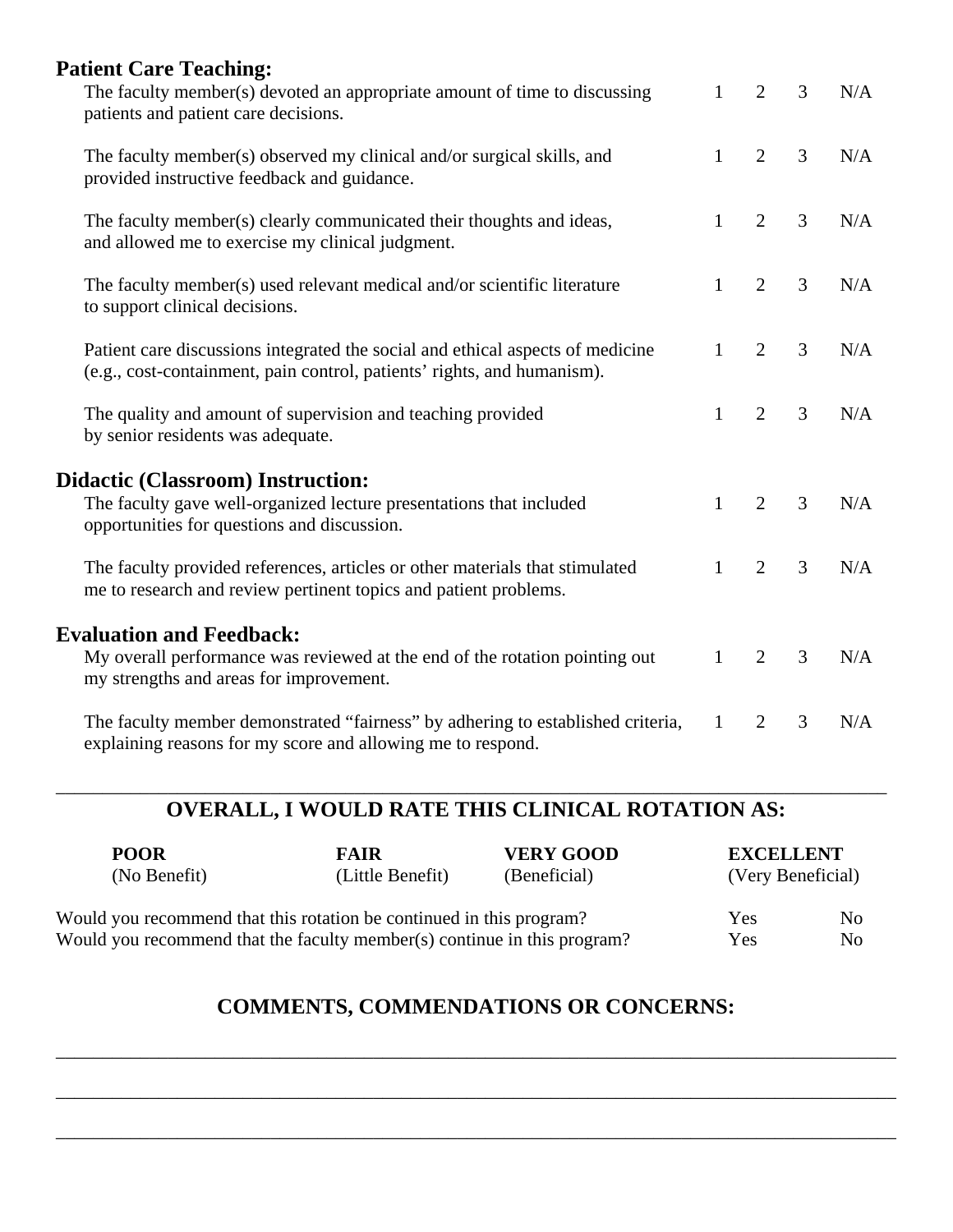### Patient Care Teaching:

| | | | | |
|---|---|---|---|---|
| The faculty member(s) devoted an appropriate amount of time to discussing patients and patient care decisions. | 1 | 2 | 3 | N/A |
| The faculty member(s) observed my clinical and/or surgical skills, and provided instructive feedback and guidance. | 1 | 2 | 3 | N/A |
| The faculty member(s) clearly communicated their thoughts and ideas, and allowed me to exercise my clinical judgment. | 1 | 2 | 3 | N/A |
| The faculty member(s) used relevant medical and/or scientific literature to support clinical decisions. | 1 | 2 | 3 | N/A |
| Patient care discussions integrated the social and ethical aspects of medicine (e.g., cost-containment, pain control, patients' rights, and humanism). | 1 | 2 | 3 | N/A |
| The quality and amount of supervision and teaching provided by senior residents was adequate. | 1 | 2 | 3 | N/A |

### Didactic (Classroom) Instruction:

| | | | | |
|---|---|---|---|---|
| The faculty gave well-organized lecture presentations that included opportunities for questions and discussion. | 1 | 2 | 3 | N/A |
| The faculty provided references, articles or other materials that stimulated me to research and review pertinent topics and patient problems. | 1 | 2 | 3 | N/A |

### Evaluation and Feedback:

| | | | | |
|---|---|---|---|---|
| My overall performance was reviewed at the end of the rotation pointing out my strengths and areas for improvement. | 1 | 2 | 3 | N/A |
| The faculty member demonstrated "fairness" by adhering to established criteria, explaining reasons for my score and allowing me to respond. | 1 | 2 | 3 | N/A |

---

## OVERALL, I WOULD RATE THIS CLINICAL ROTATION AS:

| | | | |
|---|---|---|---|
| **POOR** (No Benefit) | **FAIR** (Little Benefit) | **VERY GOOD** (Beneficial) | **EXCELLENT** (Very Beneficial) |

| | | |
|---|---|---|
| Would you recommend that this rotation be continued in this program? | Yes | No |
| Would you recommend that the faculty member(s) continue in this program? | Yes | No |

## COMMENTS, COMMENDATIONS OR CONCERNS:

\_\_\_\_\_\_\_\_\_\_\_\_\_\_\_\_\_\_\_\_\_\_\_\_\_\_\_\_\_\_\_\_\_\_\_\_\_\_\_\_\_\_\_\_\_\_\_\_\_\_\_\_\_\_\_\_\_\_\_\_\_\_\_\_\_\_\_\_\_\_\_\_\_\_\_\_\_\_

\_\_\_\_\_\_\_\_\_\_\_\_\_\_\_\_\_\_\_\_\_\_\_\_\_\_\_\_\_\_\_\_\_\_\_\_\_\_\_\_\_\_\_\_\_\_\_\_\_\_\_\_\_\_\_\_\_\_\_\_\_\_\_\_\_\_\_\_\_\_\_\_\_\_\_\_\_\_

\_\_\_\_\_\_\_\_\_\_\_\_\_\_\_\_\_\_\_\_\_\_\_\_\_\_\_\_\_\_\_\_\_\_\_\_\_\_\_\_\_\_\_\_\_\_\_\_\_\_\_\_\_\_\_\_\_\_\_\_\_\_\_\_\_\_\_\_\_\_\_\_\_\_\_\_\_\_